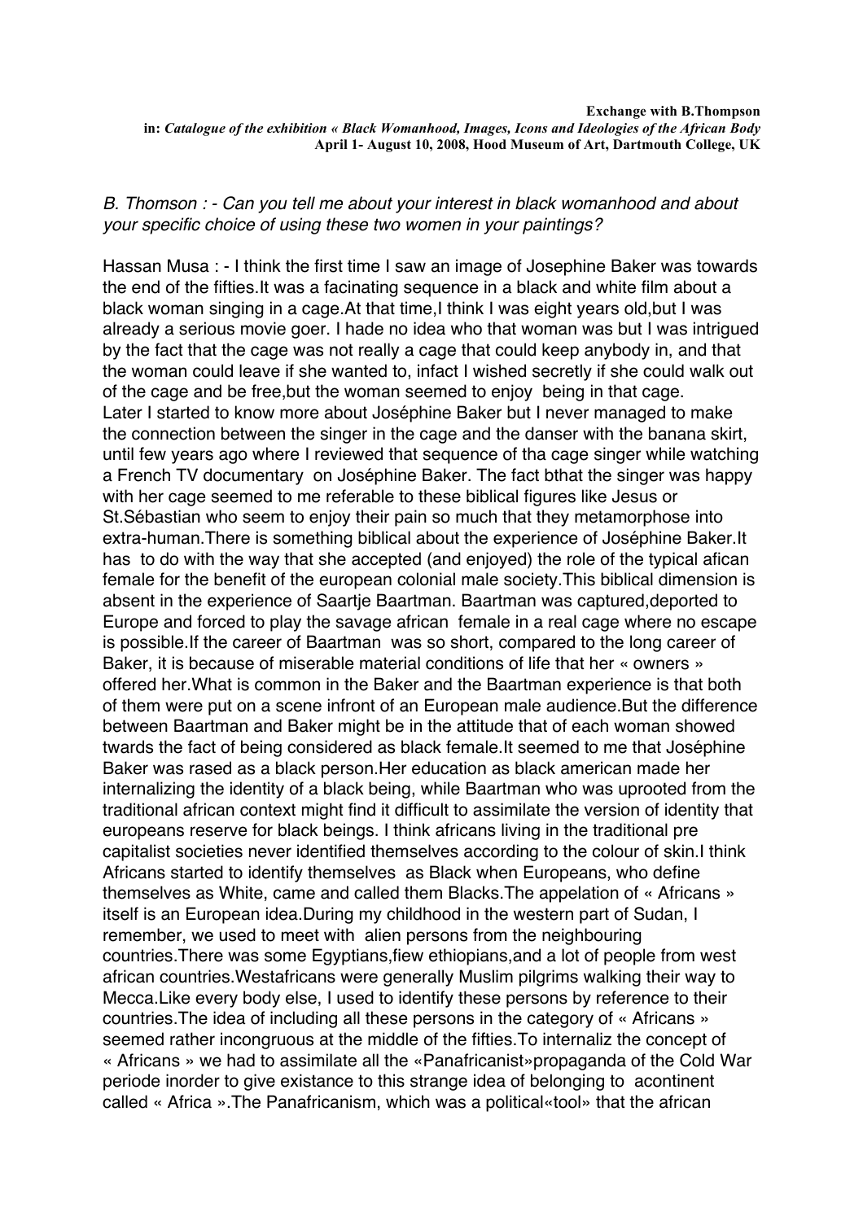**Exchange with B.Thompson**
**in:** ***Catalogue of the exhibition « Black Womanhood, Images, Icons and Ideologies of the African Body***
**April 1- August 10, 2008, Hood Museum of Art, Dartmouth College, UK**

*B. Thomson : - Can you tell me about your interest in black womanhood and about your specific choice of using these two women in your paintings?*

Hassan Musa : - I think the first time I saw an image of Josephine Baker was towards the end of the fifties.It was a facinating sequence in a black and white film about a black woman singing in a cage.At that time,I think I was eight years old,but I was already a serious movie goer. I hade no idea who that woman was but I was intrigued by the fact that the cage was not really a cage that could keep anybody in, and that the woman could leave if she wanted to, infact I wished secretly if she could walk out of the cage and be free,but the woman seemed to enjoy being in that cage.
Later I started to know more about Joséphine Baker but I never managed to make the connection between the singer in the cage and the danser with the banana skirt, until few years ago where I reviewed that sequence of tha cage singer while watching a French TV documentary on Joséphine Baker. The fact bthat the singer was happy with her cage seemed to me referable to these biblical figures like Jesus or St.Sébastian who seem to enjoy their pain so much that they metamorphose into extra-human.There is something biblical about the experience of Joséphine Baker.It has to do with the way that she accepted (and enjoyed) the role of the typical afican female for the benefit of the european colonial male society.This biblical dimension is absent in the experience of Saartje Baartman. Baartman was captured,deported to Europe and forced to play the savage african female in a real cage where no escape is possible.If the career of Baartman was so short, compared to the long career of Baker, it is because of miserable material conditions of life that her « owners » offered her.What is common in the Baker and the Baartman experience is that both of them were put on a scene infront of an European male audience.But the difference between Baartman and Baker might be in the attitude that of each woman showed twards the fact of being considered as black female.It seemed to me that Joséphine Baker was rased as a black person.Her education as black american made her internalizing the identity of a black being, while Baartman who was uprooted from the traditional african context might find it difficult to assimilate the version of identity that europeans reserve for black beings. I think africans living in the traditional pre capitalist societies never identified themselves according to the colour of skin.I think Africans started to identify themselves as Black when Europeans, who define themselves as White, came and called them Blacks.The appelation of « Africans » itself is an European idea.During my childhood in the western part of Sudan, I remember, we used to meet with alien persons from the neighbouring countries.There was some Egyptians,fiew ethiopians,and a lot of people from west african countries.Westafricans were generally Muslim pilgrims walking their way to Mecca.Like every body else, I used to identify these persons by reference to their countries.The idea of including all these persons in the category of « Africans » seemed rather incongruous at the middle of the fifties.To internaliz the concept of « Africans » we had to assimilate all the «Panafricanist»propaganda of the Cold War periode inorder to give existance to this strange idea of belonging to acontinent called « Africa ».The Panafricanism, which was a political«tool» that the african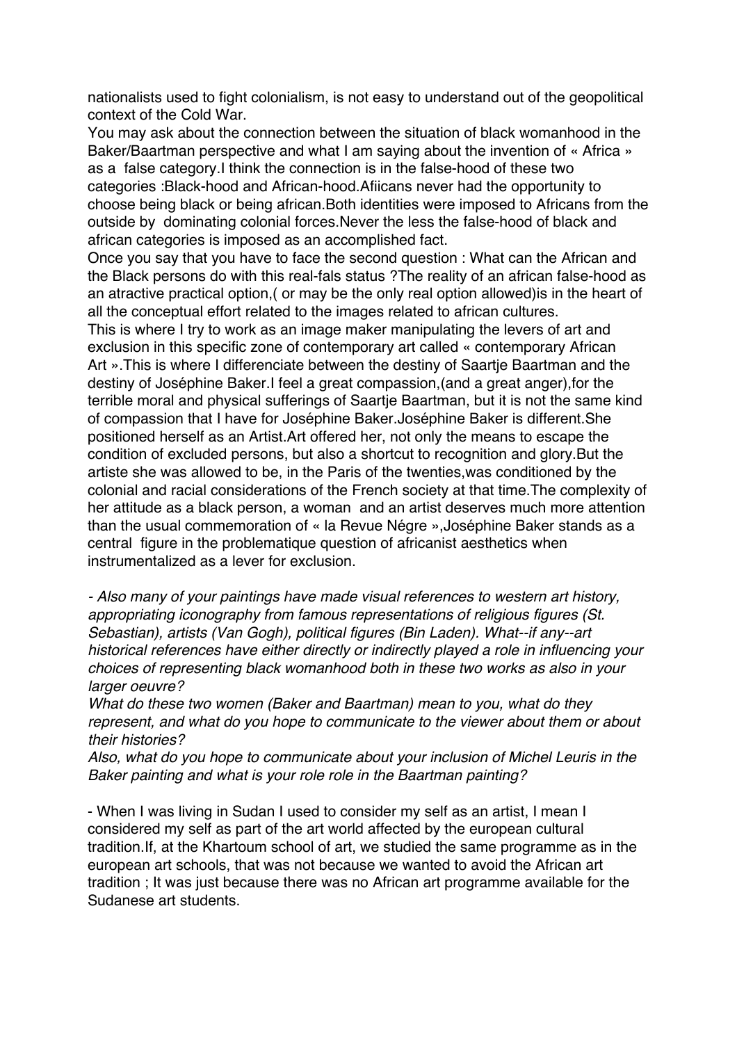nationalists used to fight colonialism, is not easy to understand out of the geopolitical context of the Cold War.

You may ask about the connection between the situation of black womanhood in the Baker/Baartman perspective and what I am saying about the invention of « Africa » as a false category.I think the connection is in the false-hood of these two categories :Black-hood and African-hood.Afiicans never had the opportunity to choose being black or being african.Both identities were imposed to Africans from the outside by dominating colonial forces.Never the less the false-hood of black and african categories is imposed as an accomplished fact.

Once you say that you have to face the second question : What can the African and the Black persons do with this real-fals status ?The reality of an african false-hood as an atractive practical option,( or may be the only real option allowed)is in the heart of all the conceptual effort related to the images related to african cultures.

This is where I try to work as an image maker manipulating the levers of art and exclusion in this specific zone of contemporary art called « contemporary African Art ».This is where I differenciate between the destiny of Saartje Baartman and the destiny of Joséphine Baker.I feel a great compassion,(and a great anger),for the terrible moral and physical sufferings of Saartje Baartman, but it is not the same kind of compassion that I have for Joséphine Baker.Joséphine Baker is different.She positioned herself as an Artist.Art offered her, not only the means to escape the condition of excluded persons, but also a shortcut to recognition and glory.But the artiste she was allowed to be, in the Paris of the twenties,was conditioned by the colonial and racial considerations of the French society at that time.The complexity of her attitude as a black person, a woman and an artist deserves much more attention than the usual commemoration of « la Revue Négre »,Joséphine Baker stands as a central figure in the problematique question of africanist aesthetics when instrumentalized as a lever for exclusion.

*- Also many of your paintings have made visual references to western art history, appropriating iconography from famous representations of religious figures (St. Sebastian), artists (Van Gogh), political figures (Bin Laden). What--if any--art historical references have either directly or indirectly played a role in influencing your choices of representing black womanhood both in these two works as also in your larger oeuvre?*

*What do these two women (Baker and Baartman) mean to you, what do they represent, and what do you hope to communicate to the viewer about them or about their histories?*

*Also, what do you hope to communicate about your inclusion of Michel Leuris in the Baker painting and what is your role role in the Baartman painting?*

- When I was living in Sudan I used to consider my self as an artist, I mean I considered my self as part of the art world affected by the european cultural tradition.If, at the Khartoum school of art, we studied the same programme as in the european art schools, that was not because we wanted to avoid the African art tradition ; It was just because there was no African art programme available for the Sudanese art students.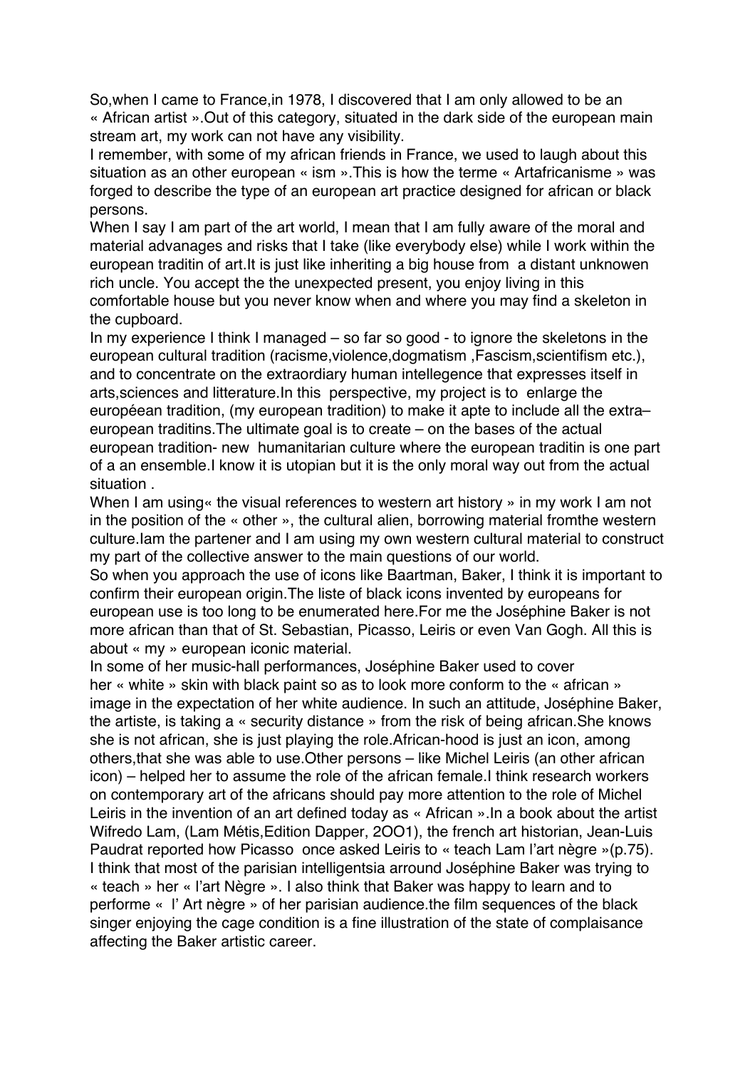So,when I came to France,in 1978, I discovered that I am only allowed to be an « African artist ».Out of this category, situated in the dark side of the european main stream art, my work can not have any visibility.

I remember, with some of my african friends in France, we used to laugh about this situation as an other european « ism ».This is how the terme « Artafricanisme » was forged to describe the type of an european art practice designed for african or black persons.

When I say I am part of the art world, I mean that I am fully aware of the moral and material advanages and risks that I take (like everybody else) while I work within the european traditin of art.It is just like inheriting a big house from a distant unknowen rich uncle. You accept the the unexpected present, you enjoy living in this comfortable house but you never know when and where you may find a skeleton in the cupboard.

In my experience I think I managed – so far so good - to ignore the skeletons in the european cultural tradition (racisme,violence,dogmatism ,Fascism,scientifism etc.), and to concentrate on the extraordiary human intellegence that expresses itself in arts,sciences and litterature.In this perspective, my project is to enlarge the européean tradition, (my european tradition) to make it apte to include all the extra–european traditins.The ultimate goal is to create – on the bases of the actual european tradition- new humanitarian culture where the european traditin is one part of a an ensemble.I know it is utopian but it is the only moral way out from the actual situation .

When I am using« the visual references to western art history » in my work I am not in the position of the « other », the cultural alien, borrowing material fromthe western culture.Iam the partener and I am using my own western cultural material to construct my part of the collective answer to the main questions of our world.

So when you approach the use of icons like Baartman, Baker, I think it is important to confirm their european origin.The liste of black icons invented by europeans for european use is too long to be enumerated here.For me the Joséphine Baker is not more african than that of St. Sebastian, Picasso, Leiris or even Van Gogh. All this is about « my » european iconic material.

In some of her music-hall performances, Joséphine Baker used to cover her « white » skin with black paint so as to look more conform to the « african » image in the expectation of her white audience. In such an attitude, Joséphine Baker, the artiste, is taking a « security distance » from the risk of being african.She knows she is not african, she is just playing the role.African-hood is just an icon, among others,that she was able to use.Other persons – like Michel Leiris (an other african icon) – helped her to assume the role of the african female.I think research workers on contemporary art of the africans should pay more attention to the role of Michel Leiris in the invention of an art defined today as « African ».In a book about the artist Wifredo Lam, (Lam Métis,Edition Dapper, 2OO1), the french art historian, Jean-Luis Paudrat reported how Picasso once asked Leiris to « teach Lam l'art nègre »(p.75). I think that most of the parisian intelligentsia arround Joséphine Baker was trying to « teach » her « l'art Nègre ». I also think that Baker was happy to learn and to performe « l' Art nègre » of her parisian audience.the film sequences of the black singer enjoying the cage condition is a fine illustration of the state of complaisance affecting the Baker artistic career.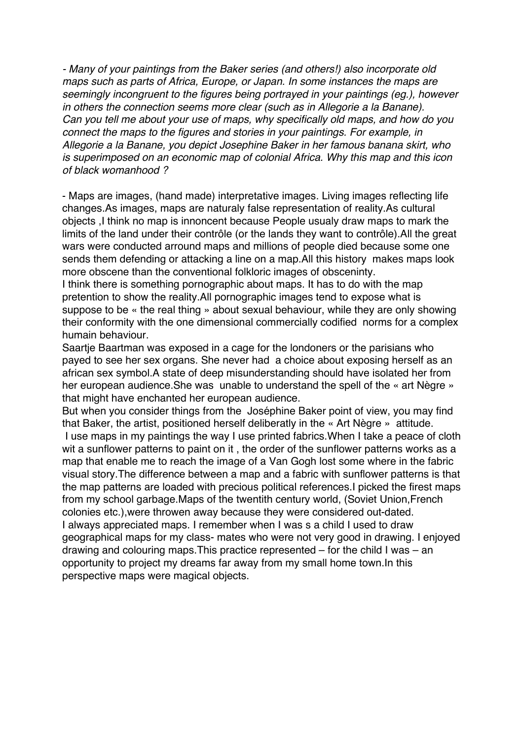*- Many of your paintings from the Baker series (and others!) also incorporate old maps such as parts of Africa, Europe, or Japan. In some instances the maps are seemingly incongruent to the figures being portrayed in your paintings (eg.), however in others the connection seems more clear (such as in Allegorie a la Banane). Can you tell me about your use of maps, why specifically old maps, and how do you connect the maps to the figures and stories in your paintings. For example, in Allegorie a la Banane, you depict Josephine Baker in her famous banana skirt, who is superimposed on an economic map of colonial Africa. Why this map and this icon of black womanhood ?*

- Maps are images, (hand made) interpretative images. Living images reflecting life changes.As images, maps are naturaly false representation of reality.As cultural objects ,I think no map is innoncent because People usualy draw maps to mark the limits of the land under their contrôle (or the lands they want to contrôle).All the great wars were conducted arround maps and millions of people died because some one sends them defending or attacking a line on a map.All this history makes maps look more obscene than the conventional folkloric images of obsceninty.

I think there is something pornographic about maps. It has to do with the map pretention to show the reality.All pornographic images tend to expose what is suppose to be « the real thing » about sexual behaviour, while they are only showing their conformity with the one dimensional commercially codified norms for a complex humain behaviour.

Saartje Baartman was exposed in a cage for the londoners or the parisians who payed to see her sex organs. She never had a choice about exposing herself as an african sex symbol.A state of deep misunderstanding should have isolated her from her european audience.She was unable to understand the spell of the « art Nègre » that might have enchanted her european audience.

But when you consider things from the Joséphine Baker point of view, you may find that Baker, the artist, positioned herself deliberatly in the « Art Nègre » attitude.

I use maps in my paintings the way I use printed fabrics.When I take a peace of cloth wit a sunflower patterns to paint on it , the order of the sunflower patterns works as a map that enable me to reach the image of a Van Gogh lost some where in the fabric visual story.The difference between a map and a fabric with sunflower patterns is that the map patterns are loaded with precious political references.I picked the firest maps from my school garbage.Maps of the twentith century world, (Soviet Union,French colonies etc.),were throwen away because they were considered out-dated.

I always appreciated maps. I remember when I was s a child I used to draw geographical maps for my class- mates who were not very good in drawing. I enjoyed drawing and colouring maps.This practice represented – for the child I was – an opportunity to project my dreams far away from my small home town.In this perspective maps were magical objects.